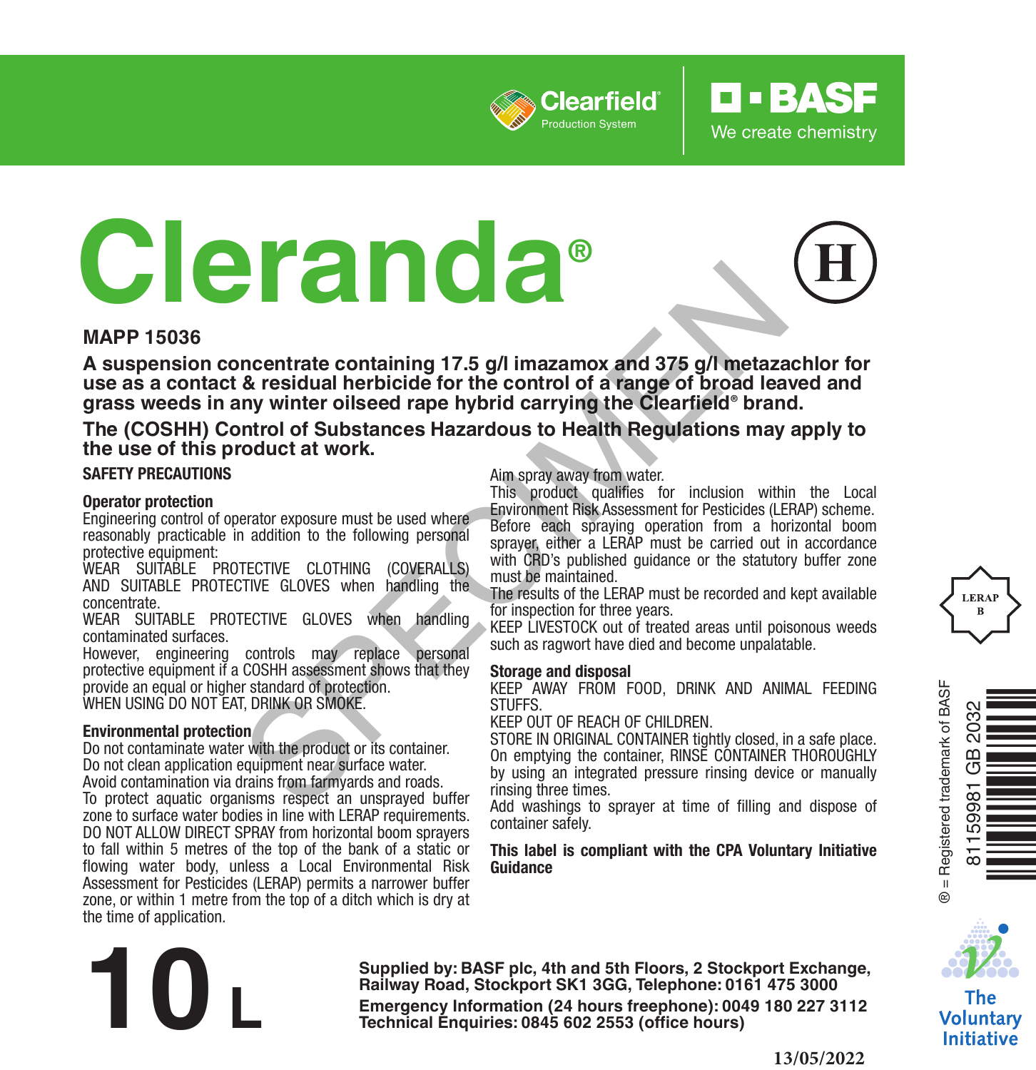Clearfield® Production System

BASF We create chemistry

# Cleranda®

(H)

**MAPP 15036**

**A suspension concentrate containing 17.5 g/l imazamox and 375 g/l metazachlor for use as a contact & residual herbicide for the control of a range of broad leaved and grass weeds in any winter oilseed rape hybrid carrying the Clearfield® brand.**

**The (COSHH) Control of Substances Hazardous to Health Regulations may apply to the use of this product at work.**

## SAFETY PRECAUTIONS

### Operator protection

Engineering control of operator exposure must be used where reasonably practicable in addition to the following personal protective equipment:

WEAR SUITABLE PROTECTIVE CLOTHING (COVERALLS) AND SUITABLE PROTECTIVE GLOVES when handling the concentrate.

WEAR SUITABLE PROTECTIVE GLOVES when handling contaminated surfaces.

However, engineering controls may replace personal protective equipment if a COSHH assessment shows that they provide an equal or higher standard of protection.

WHEN USING DO NOT EAT, DRINK OR SMOKE.

### Environmental protection

Do not contaminate water with the product or its container.

Do not clean application equipment near surface water.

Avoid contamination via drains from farmyards and roads.

To protect aquatic organisms respect an unsprayed buffer zone to surface water bodies in line with LERAP requirements.

DO NOT ALLOW DIRECT SPRAY from horizontal boom sprayers to fall within 5 metres of the top of the bank of a static or flowing water body, unless a Local Environmental Risk Assessment for Pesticides (LERAP) permits a narrower buffer zone, or within 1 metre from the top of a ditch which is dry at the time of application.

Aim spray away from water.

This product qualifies for inclusion within the Local Environment Risk Assessment for Pesticides (LERAP) scheme. Before each spraying operation from a horizontal boom sprayer, either a LERAP must be carried out in accordance with CRD's published guidance or the statutory buffer zone must be maintained.

The results of the LERAP must be recorded and kept available for inspection for three years.

KEEP LIVESTOCK out of treated areas until poisonous weeds such as ragwort have died and become unpalatable.

### Storage and disposal

KEEP AWAY FROM FOOD, DRINK AND ANIMAL FEEDING STUFFS.

KEEP OUT OF REACH OF CHILDREN.

STORE IN ORIGINAL CONTAINER tightly closed, in a safe place.

On emptying the container, RINSE CONTAINER THOROUGHLY by using an integrated pressure rinsing device or manually rinsing three times.

Add washings to sprayer at time of filling and dispose of container safely.

**This label is compliant with the CPA Voluntary Initiative Guidance**

LERAP B

® = Registered trademark of BASF

81159981 GB 2032

The Voluntary Initiative

# 10 L

**Supplied by: BASF plc, 4th and 5th Floors, 2 Stockport Exchange, Railway Road, Stockport SK1 3GG, Telephone: 0161 475 3000**

**Emergency Information (24 hours freephone): 0049 180 227 3112**

**Technical Enquiries: 0845 602 2553 (office hours)**

13/05/2022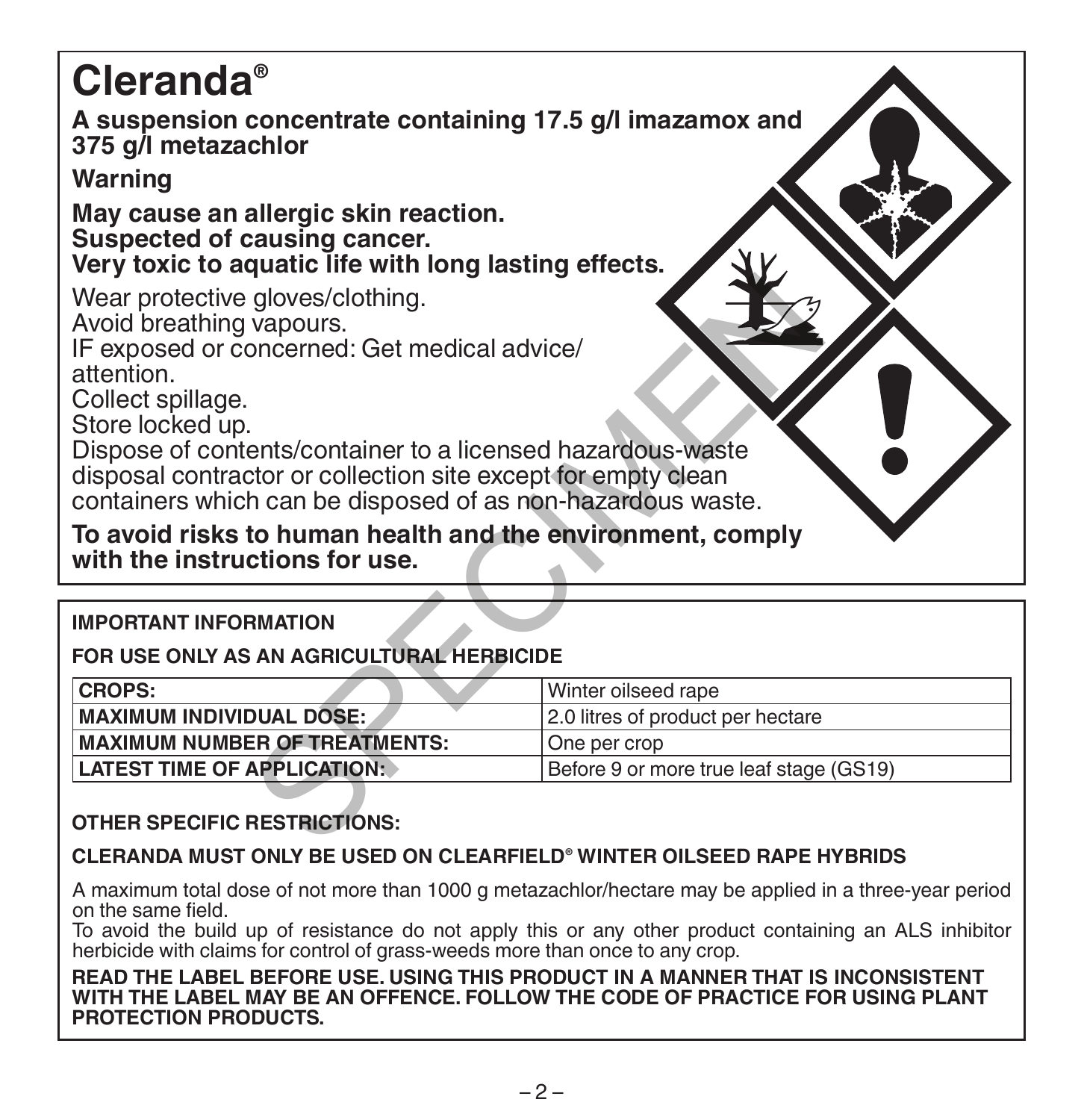# Cleranda®

**A suspension concentrate containing 17.5 g/l imazamox and 375 g/l metazachlor**

**Warning**

**May cause an allergic skin reaction.**
**Suspected of causing cancer.**
**Very toxic to aquatic life with long lasting effects.**

Wear protective gloves/clothing.
Avoid breathing vapours.
IF exposed or concerned: Get medical advice/attention.
Collect spillage.
Store locked up.
Dispose of contents/container to a licensed hazardous-waste disposal contractor or collection site except for empty clean containers which can be disposed of as non-hazardous waste.

**To avoid risks to human health and the environment, comply with the instructions for use.**

**IMPORTANT INFORMATION**

**FOR USE ONLY AS AN AGRICULTURAL HERBICIDE**

| **CROPS:** | Winter oilseed rape |
|---|---|
| **MAXIMUM INDIVIDUAL DOSE:** | 2.0 litres of product per hectare |
| **MAXIMUM NUMBER OF TREATMENTS:** | One per crop |
| **LATEST TIME OF APPLICATION:** | Before 9 or more true leaf stage (GS19) |

**OTHER SPECIFIC RESTRICTIONS:**

**CLERANDA MUST ONLY BE USED ON CLEARFIELD® WINTER OILSEED RAPE HYBRIDS**

A maximum total dose of not more than 1000 g metazachlor/hectare may be applied in a three-year period on the same field.
To avoid the build up of resistance do not apply this or any other product containing an ALS inhibitor herbicide with claims for control of grass-weeds more than once to any crop.

**READ THE LABEL BEFORE USE. USING THIS PRODUCT IN A MANNER THAT IS INCONSISTENT WITH THE LABEL MAY BE AN OFFENCE. FOLLOW THE CODE OF PRACTICE FOR USING PLANT PROTECTION PRODUCTS.**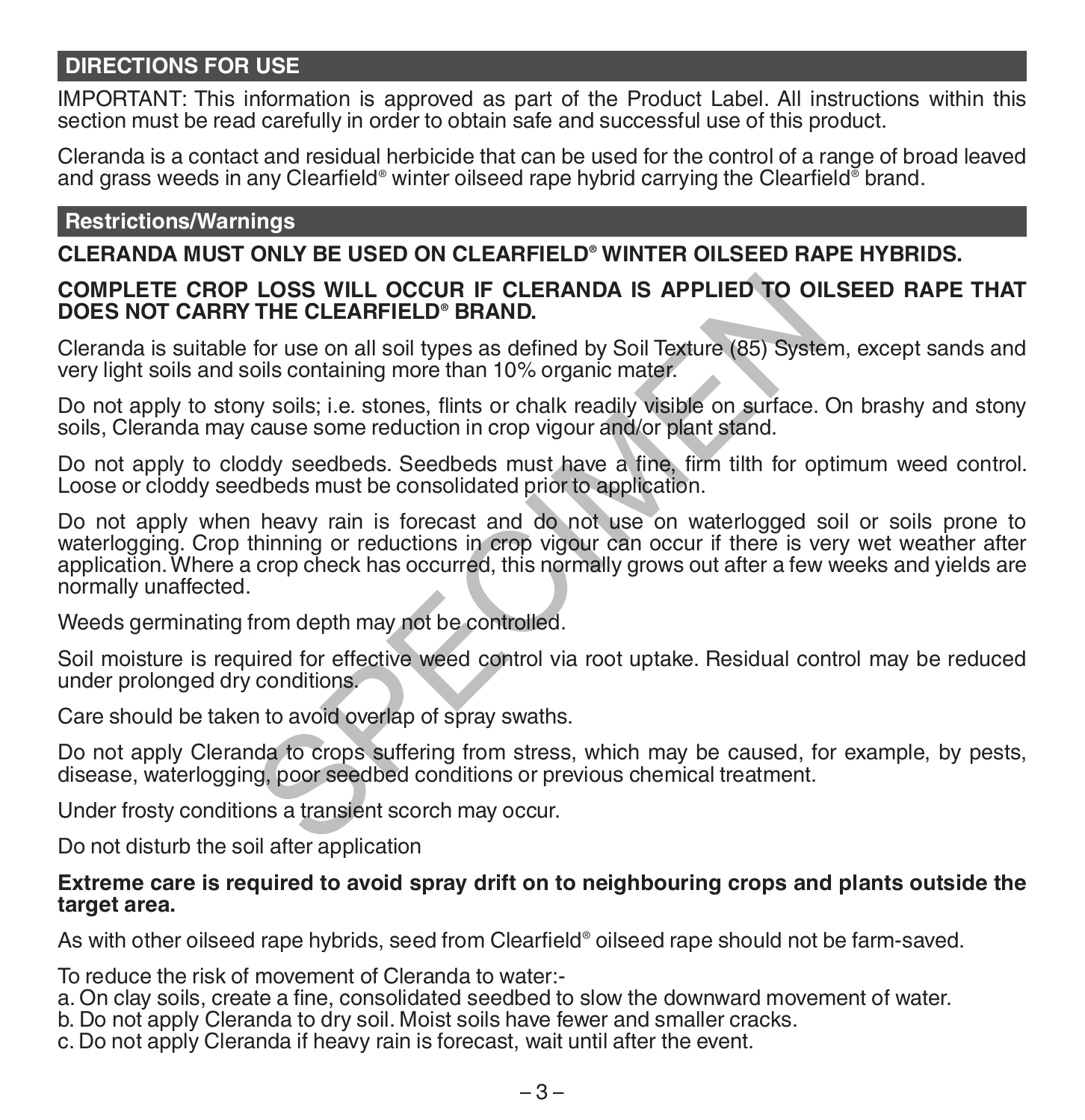## DIRECTIONS FOR USE

IMPORTANT: This information is approved as part of the Product Label. All instructions within this section must be read carefully in order to obtain safe and successful use of this product.

Cleranda is a contact and residual herbicide that can be used for the control of a range of broad leaved and grass weeds in any Clearfield® winter oilseed rape hybrid carrying the Clearfield® brand.

## Restrictions/Warnings

**CLERANDA MUST ONLY BE USED ON CLEARFIELD® WINTER OILSEED RAPE HYBRIDS.**

**COMPLETE CROP LOSS WILL OCCUR IF CLERANDA IS APPLIED TO OILSEED RAPE THAT DOES NOT CARRY THE CLEARFIELD® BRAND.**

Cleranda is suitable for use on all soil types as defined by Soil Texture (85) System, except sands and very light soils and soils containing more than 10% organic mater.

Do not apply to stony soils; i.e. stones, flints or chalk readily visible on surface. On brashy and stony soils, Cleranda may cause some reduction in crop vigour and/or plant stand.

Do not apply to cloddy seedbeds. Seedbeds must have a fine, firm tilth for optimum weed control. Loose or cloddy seedbeds must be consolidated prior to application.

Do not apply when heavy rain is forecast and do not use on waterlogged soil or soils prone to waterlogging. Crop thinning or reductions in crop vigour can occur if there is very wet weather after application. Where a crop check has occurred, this normally grows out after a few weeks and yields are normally unaffected.

Weeds germinating from depth may not be controlled.

Soil moisture is required for effective weed control via root uptake. Residual control may be reduced under prolonged dry conditions.

Care should be taken to avoid overlap of spray swaths.

Do not apply Cleranda to crops suffering from stress, which may be caused, for example, by pests, disease, waterlogging, poor seedbed conditions or previous chemical treatment.

Under frosty conditions a transient scorch may occur.

Do not disturb the soil after application

**Extreme care is required to avoid spray drift on to neighbouring crops and plants outside the target area.**

As with other oilseed rape hybrids, seed from Clearfield® oilseed rape should not be farm-saved.

To reduce the risk of movement of Cleranda to water:-

a. On clay soils, create a fine, consolidated seedbed to slow the downward movement of water.
b. Do not apply Cleranda to dry soil. Moist soils have fewer and smaller cracks.
c. Do not apply Cleranda if heavy rain is forecast, wait until after the event.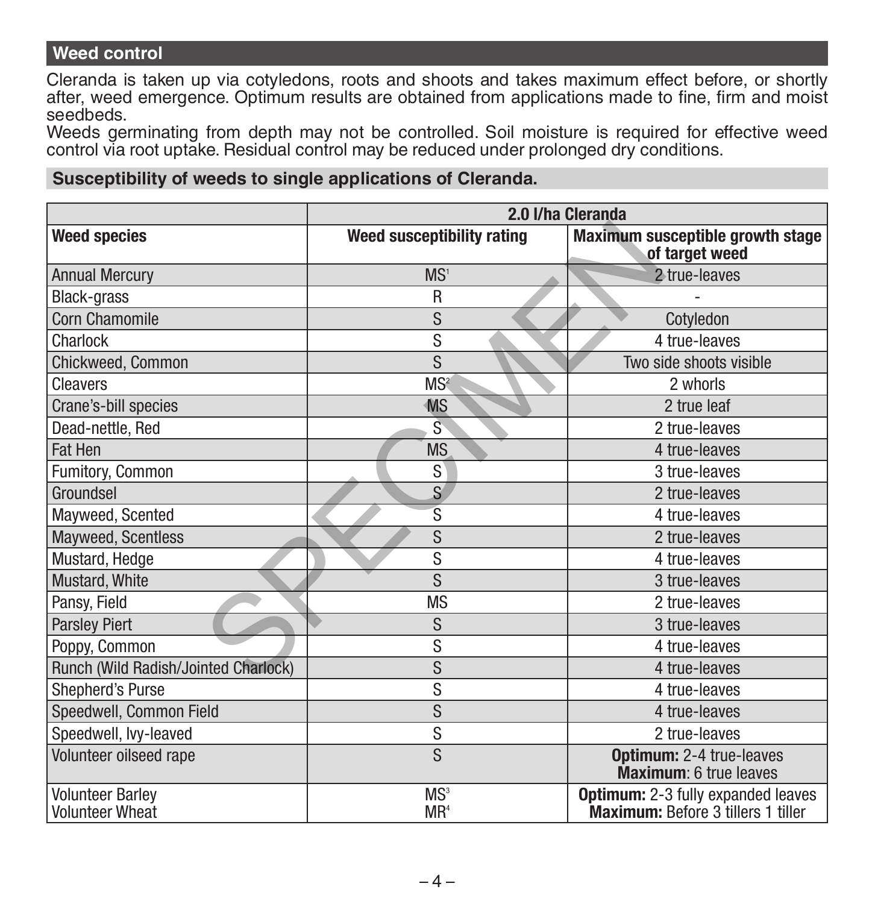## Weed control

Cleranda is taken up via cotyledons, roots and shoots and takes maximum effect before, or shortly after, weed emergence. Optimum results are obtained from applications made to fine, firm and moist seedbeds.
Weeds germinating from depth may not be controlled. Soil moisture is required for effective weed control via root uptake. Residual control may be reduced under prolonged dry conditions.

### Susceptibility of weeds to single applications of Cleranda.

| | 2.0 l/ha Cleranda | |
|---|---|---|
| **Weed species** | **Weed susceptibility rating** | **Maximum susceptible growth stage of target weed** |
| Annual Mercury | MS[1] | 2 true-leaves |
| Black-grass | R | - |
| Corn Chamomile | S | Cotyledon |
| Charlock | S | 4 true-leaves |
| Chickweed, Common | S | Two side shoots visible |
| Cleavers | MS[2] | 2 whorls |
| Crane's-bill species | MS | 2 true leaf |
| Dead-nettle, Red | S | 2 true-leaves |
| Fat Hen | MS | 4 true-leaves |
| Fumitory, Common | S | 3 true-leaves |
| Groundsel | S | 2 true-leaves |
| Mayweed, Scented | S | 4 true-leaves |
| Mayweed, Scentless | S | 2 true-leaves |
| Mustard, Hedge | S | 4 true-leaves |
| Mustard, White | S | 3 true-leaves |
| Pansy, Field | MS | 2 true-leaves |
| Parsley Piert | S | 3 true-leaves |
| Poppy, Common | S | 4 true-leaves |
| Runch (Wild Radish/Jointed Charlock) | S | 4 true-leaves |
| Shepherd's Purse | S | 4 true-leaves |
| Speedwell, Common Field | S | 4 true-leaves |
| Speedwell, Ivy-leaved | S | 2 true-leaves |
| Volunteer oilseed rape | S | **Optimum:** 2-4 true-leaves<br>**Maximum**: 6 true leaves |
| Volunteer Barley<br>Volunteer Wheat | MS[3]<br>MR[4] | **Optimum:** 2-3 fully expanded leaves<br>**Maximum:** Before 3 tillers 1 tiller |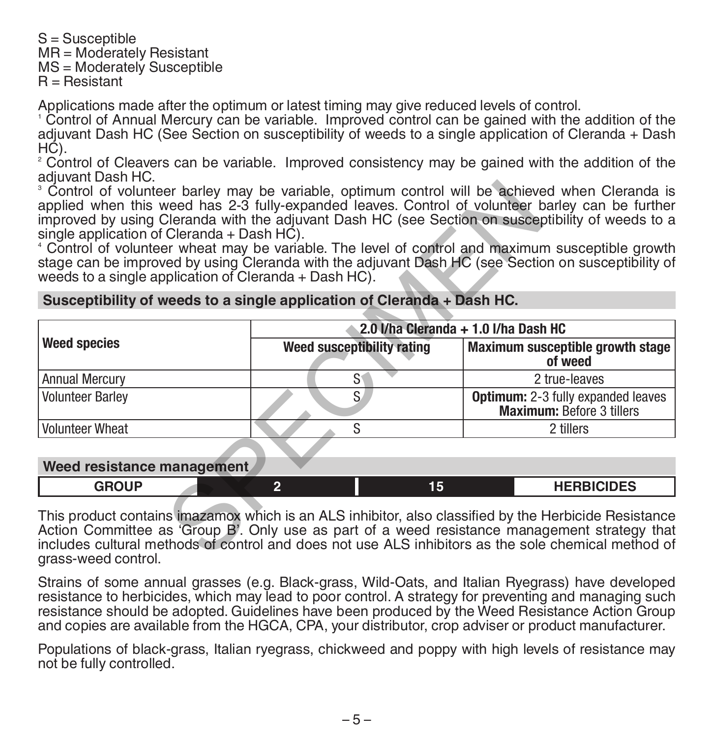S = Susceptible
MR = Moderately Resistant
MS = Moderately Susceptible
R = Resistant

Applications made after the optimum or latest timing may give reduced levels of control.

[1] Control of Annual Mercury can be variable. Improved control can be gained with the addition of the adjuvant Dash HC (See Section on susceptibility of weeds to a single application of Cleranda + Dash HC).

[2] Control of Cleavers can be variable. Improved consistency may be gained with the addition of the adjuvant Dash HC.

[3] Control of volunteer barley may be variable, optimum control will be achieved when Cleranda is applied when this weed has 2-3 fully-expanded leaves. Control of volunteer barley can be further improved by using Cleranda with the adjuvant Dash HC (see Section on susceptibility of weeds to a single application of Cleranda + Dash HC).

[4] Control of volunteer wheat may be variable. The level of control and maximum susceptible growth stage can be improved by using Cleranda with the adjuvant Dash HC (see Section on susceptibility of weeds to a single application of Cleranda + Dash HC).

## Susceptibility of weeds to a single application of Cleranda + Dash HC.

| Weed species | 2.0 l/ha Cleranda + 1.0 l/ha Dash HC | |
|---|---|---|
| | **Weed susceptibility rating** | **Maximum susceptible growth stage of weed** |
| Annual Mercury | S | 2 true-leaves |
| Volunteer Barley | S | **Optimum:** 2-3 fully expanded leaves **Maximum:** Before 3 tillers |
| Volunteer Wheat | S | 2 tillers |

## Weed resistance management

| GROUP | 2 | 15 | HERBICIDES |
|---|---|---|---|

This product contains imazamox which is an ALS inhibitor, also classified by the Herbicide Resistance Action Committee as 'Group B'. Only use as part of a weed resistance management strategy that includes cultural methods of control and does not use ALS inhibitors as the sole chemical method of grass-weed control.

Strains of some annual grasses (e.g. Black-grass, Wild-Oats, and Italian Ryegrass) have developed resistance to herbicides, which may lead to poor control. A strategy for preventing and managing such resistance should be adopted. Guidelines have been produced by the Weed Resistance Action Group and copies are available from the HGCA, CPA, your distributor, crop adviser or product manufacturer.

Populations of black-grass, Italian ryegrass, chickweed and poppy with high levels of resistance may not be fully controlled.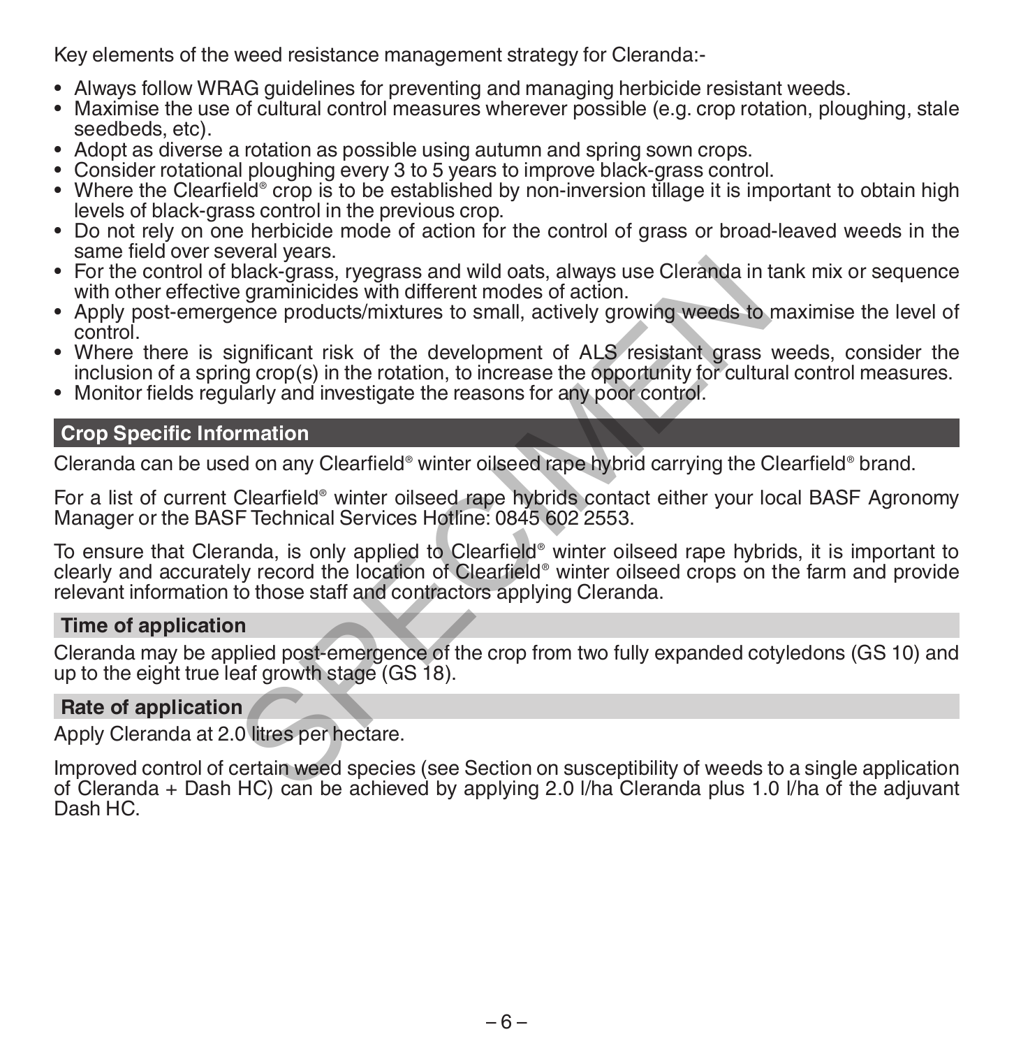Key elements of the weed resistance management strategy for Cleranda:-

- Always follow WRAG guidelines for preventing and managing herbicide resistant weeds.
- Maximise the use of cultural control measures wherever possible (e.g. crop rotation, ploughing, stale seedbeds, etc).
- Adopt as diverse a rotation as possible using autumn and spring sown crops.
- Consider rotational ploughing every 3 to 5 years to improve black-grass control.
- Where the Clearfield® crop is to be established by non-inversion tillage it is important to obtain high levels of black-grass control in the previous crop.
- Do not rely on one herbicide mode of action for the control of grass or broad-leaved weeds in the same field over several years.
- For the control of black-grass, ryegrass and wild oats, always use Cleranda in tank mix or sequence with other effective graminicides with different modes of action.
- Apply post-emergence products/mixtures to small, actively growing weeds to maximise the level of control.
- Where there is significant risk of the development of ALS resistant grass weeds, consider the inclusion of a spring crop(s) in the rotation, to increase the opportunity for cultural control measures.
- Monitor fields regularly and investigate the reasons for any poor control.

## Crop Specific Information

Cleranda can be used on any Clearfield® winter oilseed rape hybrid carrying the Clearfield® brand.

For a list of current Clearfield® winter oilseed rape hybrids contact either your local BASF Agronomy Manager or the BASF Technical Services Hotline: 0845 602 2553.

To ensure that Cleranda, is only applied to Clearfield® winter oilseed rape hybrids, it is important to clearly and accurately record the location of Clearfield® winter oilseed crops on the farm and provide relevant information to those staff and contractors applying Cleranda.

### Time of application

Cleranda may be applied post-emergence of the crop from two fully expanded cotyledons (GS 10) and up to the eight true leaf growth stage (GS 18).

### Rate of application

Apply Cleranda at 2.0 litres per hectare.

Improved control of certain weed species (see Section on susceptibility of weeds to a single application of Cleranda + Dash HC) can be achieved by applying 2.0 l/ha Cleranda plus 1.0 l/ha of the adjuvant Dash HC.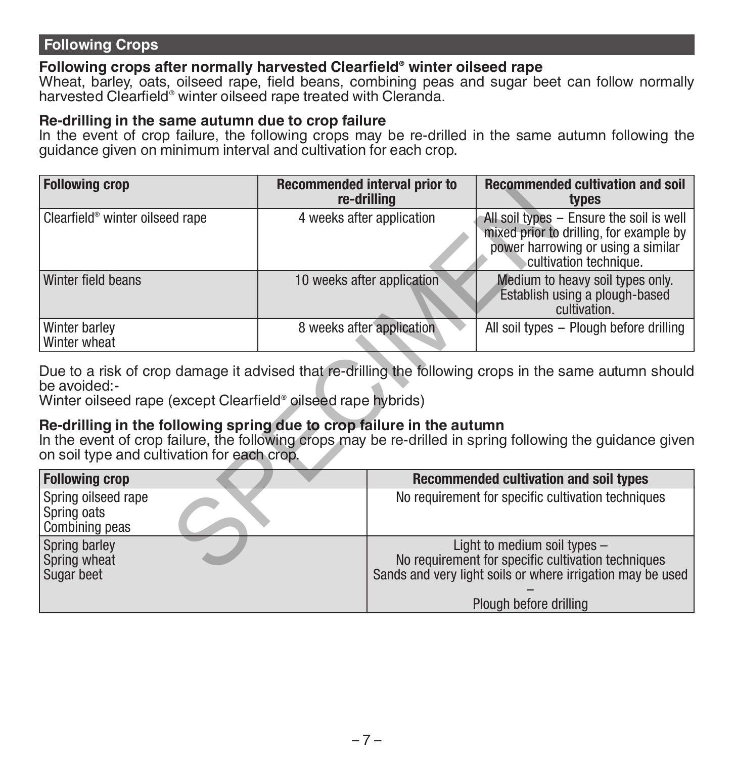## Following Crops

**Following crops after normally harvested Clearfield® winter oilseed rape**

Wheat, barley, oats, oilseed rape, field beans, combining peas and sugar beet can follow normally harvested Clearfield® winter oilseed rape treated with Cleranda.

**Re-drilling in the same autumn due to crop failure**

In the event of crop failure, the following crops may be re-drilled in the same autumn following the guidance given on minimum interval and cultivation for each crop.

| Following crop | Recommended interval prior to re-drilling | Recommended cultivation and soil types |
|---|---|---|
| Clearfield® winter oilseed rape | 4 weeks after application | All soil types – Ensure the soil is well mixed prior to drilling, for example by power harrowing or using a similar cultivation technique. |
| Winter field beans | 10 weeks after application | Medium to heavy soil types only. Establish using a plough-based cultivation. |
| Winter barley<br>Winter wheat | 8 weeks after application | All soil types – Plough before drilling |

Due to a risk of crop damage it advised that re-drilling the following crops in the same autumn should be avoided:-
Winter oilseed rape (except Clearfield® oilseed rape hybrids)

**Re-drilling in the following spring due to crop failure in the autumn**

In the event of crop failure, the following crops may be re-drilled in spring following the guidance given on soil type and cultivation for each crop.

| Following crop | Recommended cultivation and soil types |
|---|---|
| Spring oilseed rape<br>Spring oats<br>Combining peas | No requirement for specific cultivation techniques |
| Spring barley<br>Spring wheat<br>Sugar beet | Light to medium soil types –<br>No requirement for specific cultivation techniques<br>Sands and very light soils or where irrigation may be used –<br>Plough before drilling |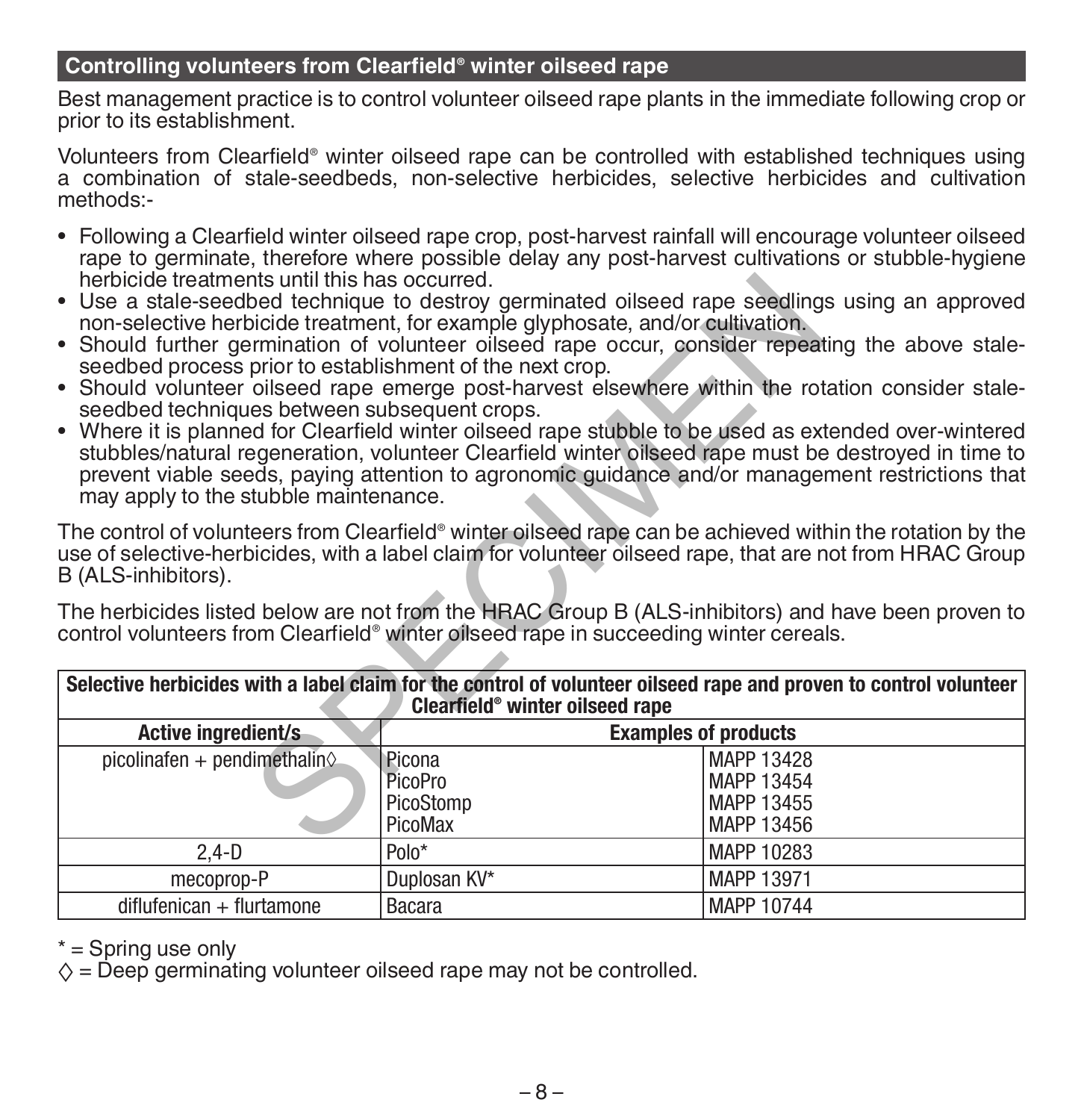## Controlling volunteers from Clearfield® winter oilseed rape

Best management practice is to control volunteer oilseed rape plants in the immediate following crop or prior to its establishment.

Volunteers from Clearfield® winter oilseed rape can be controlled with established techniques using a combination of stale-seedbeds, non-selective herbicides, selective herbicides and cultivation methods:-

- Following a Clearfield winter oilseed rape crop, post-harvest rainfall will encourage volunteer oilseed rape to germinate, therefore where possible delay any post-harvest cultivations or stubble-hygiene herbicide treatments until this has occurred.
- Use a stale-seedbed technique to destroy germinated oilseed rape seedlings using an approved non-selective herbicide treatment, for example glyphosate, and/or cultivation.
- Should further germination of volunteer oilseed rape occur, consider repeating the above stale-seedbed process prior to establishment of the next crop.
- Should volunteer oilseed rape emerge post-harvest elsewhere within the rotation consider stale-seedbed techniques between subsequent crops.
- Where it is planned for Clearfield winter oilseed rape stubble to be used as extended over-wintered stubbles/natural regeneration, volunteer Clearfield winter oilseed rape must be destroyed in time to prevent viable seeds, paying attention to agronomic guidance and/or management restrictions that may apply to the stubble maintenance.

The control of volunteers from Clearfield® winter oilseed rape can be achieved within the rotation by the use of selective-herbicides, with a label claim for volunteer oilseed rape, that are not from HRAC Group B (ALS-inhibitors).

The herbicides listed below are not from the HRAC Group B (ALS-inhibitors) and have been proven to control volunteers from Clearfield® winter oilseed rape in succeeding winter cereals.

| Selective herbicides with a label claim for the control of volunteer oilseed rape and proven to control volunteer Clearfield® winter oilseed rape | | |
|---|---|---|
| **Active ingredient/s** | **Examples of products** | |
| picolinafen + pendimethalin◊ | Picona<br>PicoPro<br>PicoStomp<br>PicoMax | MAPP 13428<br>MAPP 13454<br>MAPP 13455<br>MAPP 13456 |
| 2,4-D | Polo* | MAPP 10283 |
| mecoprop-P | Duplosan KV* | MAPP 13971 |
| diflufenican + flurtamone | Bacara | MAPP 10744 |

* = Spring use only

◊ = Deep germinating volunteer oilseed rape may not be controlled.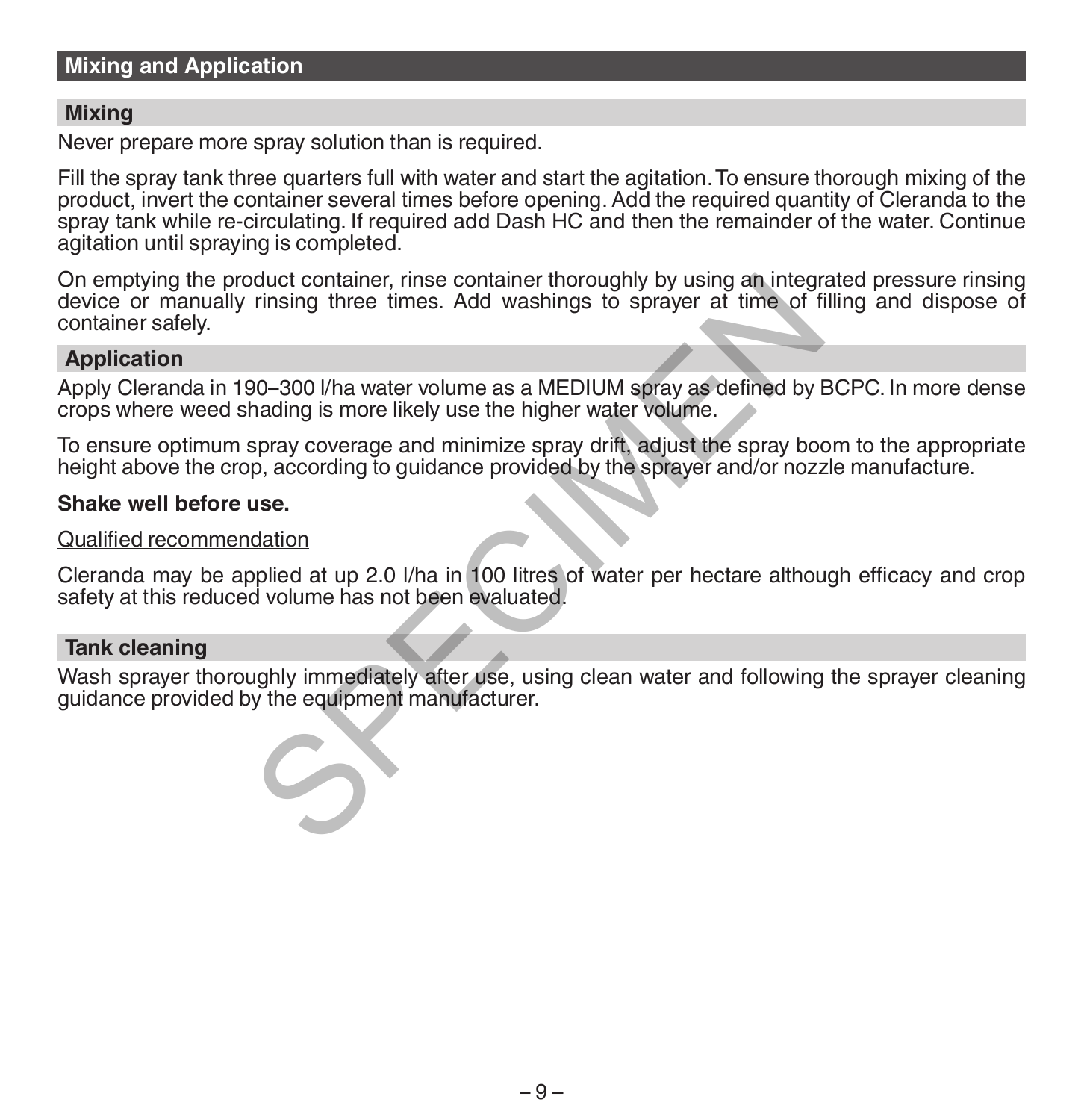## Mixing and Application

### Mixing

Never prepare more spray solution than is required.

Fill the spray tank three quarters full with water and start the agitation. To ensure thorough mixing of the product, invert the container several times before opening. Add the required quantity of Cleranda to the spray tank while re-circulating. If required add Dash HC and then the remainder of the water. Continue agitation until spraying is completed.

On emptying the product container, rinse container thoroughly by using an integrated pressure rinsing device or manually rinsing three times. Add washings to sprayer at time of filling and dispose of container safely.

### Application

Apply Cleranda in 190–300 l/ha water volume as a MEDIUM spray as defined by BCPC. In more dense crops where weed shading is more likely use the higher water volume.

To ensure optimum spray coverage and minimize spray drift, adjust the spray boom to the appropriate height above the crop, according to guidance provided by the sprayer and/or nozzle manufacture.

**Shake well before use.**

<u>Qualified recommendation</u>

Cleranda may be applied at up 2.0 l/ha in 100 litres of water per hectare although efficacy and crop safety at this reduced volume has not been evaluated.

### Tank cleaning

Wash sprayer thoroughly immediately after use, using clean water and following the sprayer cleaning guidance provided by the equipment manufacturer.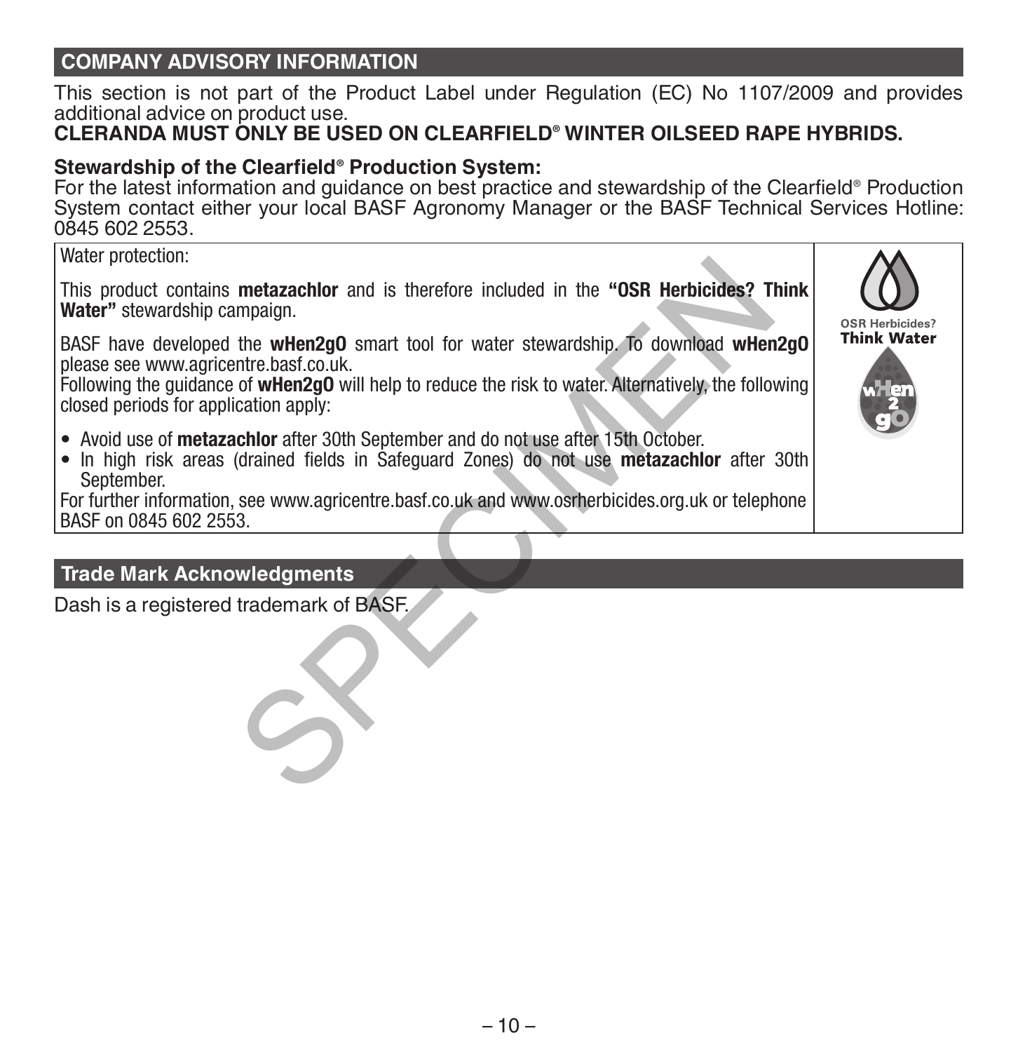## COMPANY ADVISORY INFORMATION

This section is not part of the Product Label under Regulation (EC) No 1107/2009 and provides additional advice on product use.

**CLERANDA MUST ONLY BE USED ON CLEARFIELD® WINTER OILSEED RAPE HYBRIDS.**

**Stewardship of the Clearfield® Production System:**

For the latest information and guidance on best practice and stewardship of the Clearfield® Production System contact either your local BASF Agronomy Manager or the BASF Technical Services Hotline: 0845 602 2553.

Water protection:

This product contains **metazachlor** and is therefore included in the **"OSR Herbicides? Think Water"** stewardship campaign.

BASF have developed the **wHen2gO** smart tool for water stewardship. To download **wHen2gO** please see www.agricentre.basf.co.uk.

Following the guidance of **wHen2gO** will help to reduce the risk to water. Alternatively, the following closed periods for application apply:

- Avoid use of **metazachlor** after 30th September and do not use after 15th October.
- In high risk areas (drained fields in Safeguard Zones) do not use **metazachlor** after 30th September.

For further information, see www.agricentre.basf.co.uk and www.osrherbicides.org.uk or telephone BASF on 0845 602 2553.

OSR Herbicides? Think Water

## Trade Mark Acknowledgments

Dash is a registered trademark of BASF.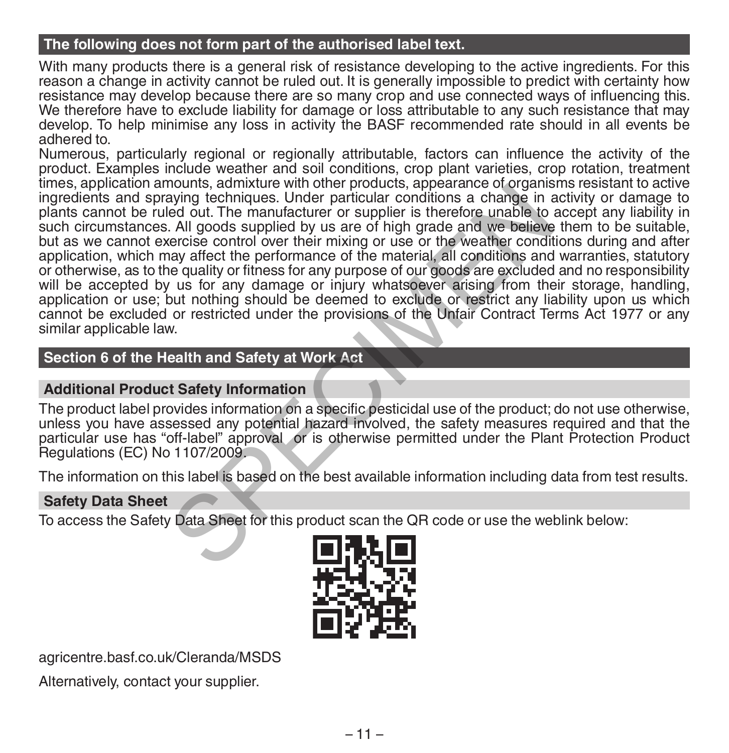## The following does not form part of the authorised label text.

With many products there is a general risk of resistance developing to the active ingredients. For this reason a change in activity cannot be ruled out. It is generally impossible to predict with certainty how resistance may develop because there are so many crop and use connected ways of influencing this. We therefore have to exclude liability for damage or loss attributable to any such resistance that may develop. To help minimise any loss in activity the BASF recommended rate should in all events be adhered to.

Numerous, particularly regional or regionally attributable, factors can influence the activity of the product. Examples include weather and soil conditions, crop plant varieties, crop rotation, treatment times, application amounts, admixture with other products, appearance of organisms resistant to active ingredients and spraying techniques. Under particular conditions a change in activity or damage to plants cannot be ruled out. The manufacturer or supplier is therefore unable to accept any liability in such circumstances. All goods supplied by us are of high grade and we believe them to be suitable, but as we cannot exercise control over their mixing or use or the weather conditions during and after application, which may affect the performance of the material, all conditions and warranties, statutory or otherwise, as to the quality or fitness for any purpose of our goods are excluded and no responsibility will be accepted by us for any damage or injury whatsoever arising from their storage, handling, application or use; but nothing should be deemed to exclude or restrict any liability upon us which cannot be excluded or restricted under the provisions of the Unfair Contract Terms Act 1977 or any similar applicable law.

## Section 6 of the Health and Safety at Work Act

### Additional Product Safety Information

The product label provides information on a specific pesticidal use of the product; do not use otherwise, unless you have assessed any potential hazard involved, the safety measures required and that the particular use has "off-label" approval or is otherwise permitted under the Plant Protection Product Regulations (EC) No 1107/2009.

The information on this label is based on the best available information including data from test results.

### Safety Data Sheet

To access the Safety Data Sheet for this product scan the QR code or use the weblink below:

agricentre.basf.co.uk/Cleranda/MSDS

Alternatively, contact your supplier.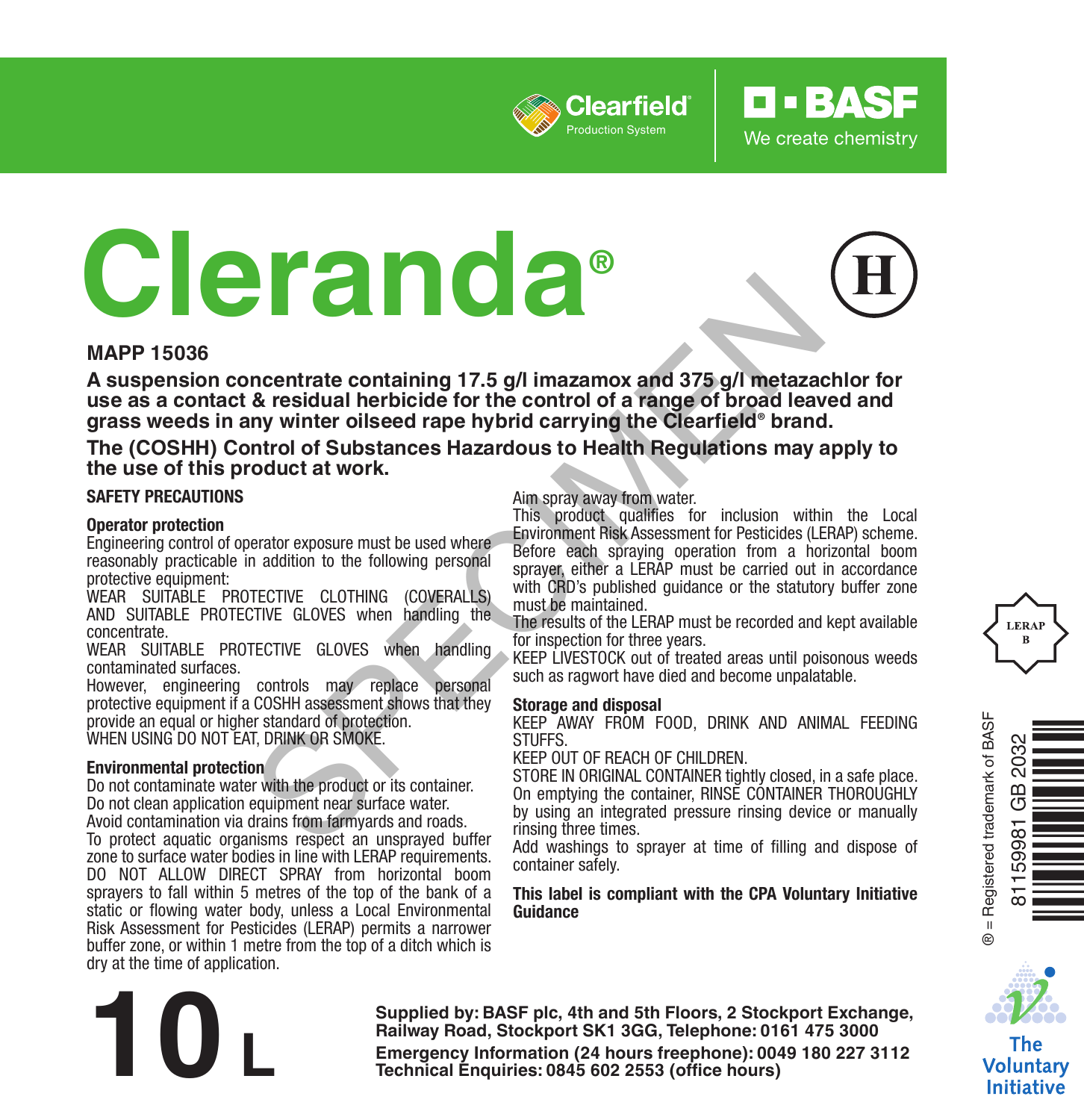Clearfield® Production System

BASF We create chemistry

# Cleranda®

(H)

**MAPP 15036**

**A suspension concentrate containing 17.5 g/l imazamox and 375 g/l metazachlor for use as a contact & residual herbicide for the control of a range of broad leaved and grass weeds in any winter oilseed rape hybrid carrying the Clearfield® brand.**

**The (COSHH) Control of Substances Hazardous to Health Regulations may apply to the use of this product at work.**

## SAFETY PRECAUTIONS

### Operator protection

Engineering control of operator exposure must be used where reasonably practicable in addition to the following personal protective equipment:

WEAR SUITABLE PROTECTIVE CLOTHING (COVERALLS) AND SUITABLE PROTECTIVE GLOVES when handling the concentrate.

WEAR SUITABLE PROTECTIVE GLOVES when handling contaminated surfaces.

However, engineering controls may replace personal protective equipment if a COSHH assessment shows that they provide an equal or higher standard of protection.

WHEN USING DO NOT EAT, DRINK OR SMOKE.

### Environmental protection

Do not contaminate water with the product or its container.

Do not clean application equipment near surface water.

Avoid contamination via drains from farmyards and roads.

To protect aquatic organisms respect an unsprayed buffer zone to surface water bodies in line with LERAP requirements.

DO NOT ALLOW DIRECT SPRAY from horizontal boom sprayers to fall within 5 metres of the top of the bank of a static or flowing water body, unless a Local Environmental Risk Assessment for Pesticides (LERAP) permits a narrower buffer zone, or within 1 metre from the top of a ditch which is dry at the time of application.

Aim spray away from water.

This product qualifies for inclusion within the Local Environment Risk Assessment for Pesticides (LERAP) scheme. Before each spraying operation from a horizontal boom sprayer, either a LERAP must be carried out in accordance with CRD's published guidance or the statutory buffer zone must be maintained.

The results of the LERAP must be recorded and kept available for inspection for three years.

KEEP LIVESTOCK out of treated areas until poisonous weeds such as ragwort have died and become unpalatable.

### Storage and disposal

KEEP AWAY FROM FOOD, DRINK AND ANIMAL FEEDING STUFFS.

KEEP OUT OF REACH OF CHILDREN.

STORE IN ORIGINAL CONTAINER tightly closed, in a safe place.

On emptying the container, RINSE CONTAINER THOROUGHLY by using an integrated pressure rinsing device or manually rinsing three times.

Add washings to sprayer at time of filling and dispose of container safely.

**This label is compliant with the CPA Voluntary Initiative Guidance**

LERAP B

® = Registered trademark of BASF

81159981 GB 2032

The Voluntary Initiative

# 10 L

**Supplied by: BASF plc, 4th and 5th Floors, 2 Stockport Exchange, Railway Road, Stockport SK1 3GG, Telephone: 0161 475 3000**

**Emergency Information (24 hours freephone): 0049 180 227 3112**

**Technical Enquiries: 0845 602 2553 (office hours)**